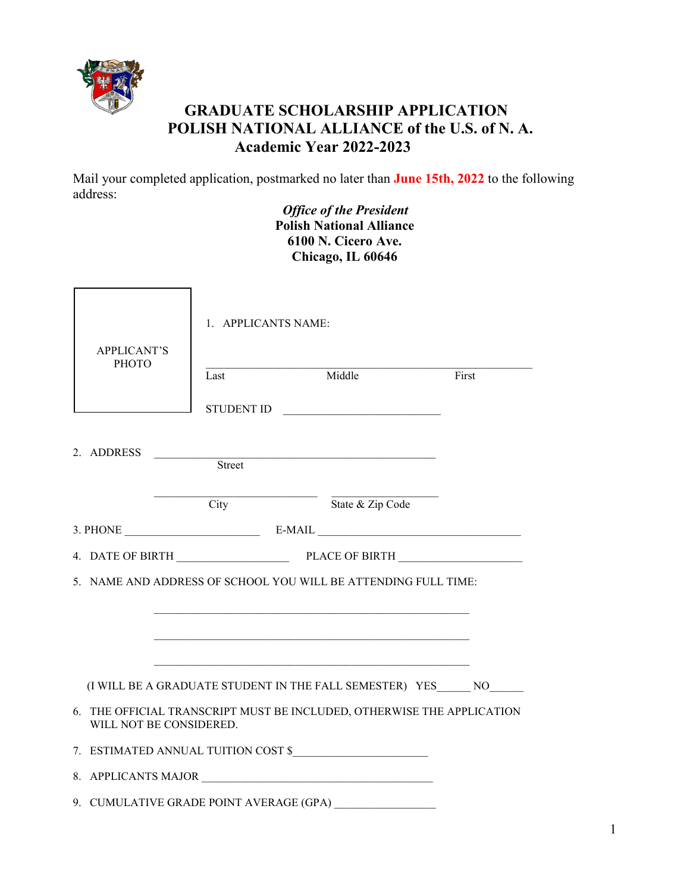# GRADUATE SCHOLARSHIP APPLICATION
# POLISH NATIONAL ALLIANCE of the U.S. of N. A.
# Academic Year 2022-2023

Mail your completed application, postmarked no later than **June 15th, 2022** to the following address:

*Office of the President*
**Polish National Alliance**
**6100 N. Cicero Ave.**
**Chicago, IL 60646**

APPLICANT'S PHOTO

1. APPLICANTS NAME:

_______________________________________________
Last Middle First

STUDENT ID ___________________________

2. ADDRESS ________________________________________________
Street

______________________________ ____________________
City State & Zip Code

3. PHONE ________________________ E-MAIL ____________________________________

4. DATE OF BIRTH ____________________ PLACE OF BIRTH ______________________

5. NAME AND ADDRESS OF SCHOOL YOU WILL BE ATTENDING FULL TIME:

________________________________________________________

________________________________________________________

________________________________________________________

(I WILL BE A GRADUATE STUDENT IN THE FALL SEMESTER) YES______ NO______

6. THE OFFICIAL TRANSCRIPT MUST BE INCLUDED, OTHERWISE THE APPLICATION WILL NOT BE CONSIDERED.

7. ESTIMATED ANNUAL TUITION COST $________________________

8. APPLICANTS MAJOR _________________________________________

9. CUMULATIVE GRADE POINT AVERAGE (GPA) __________________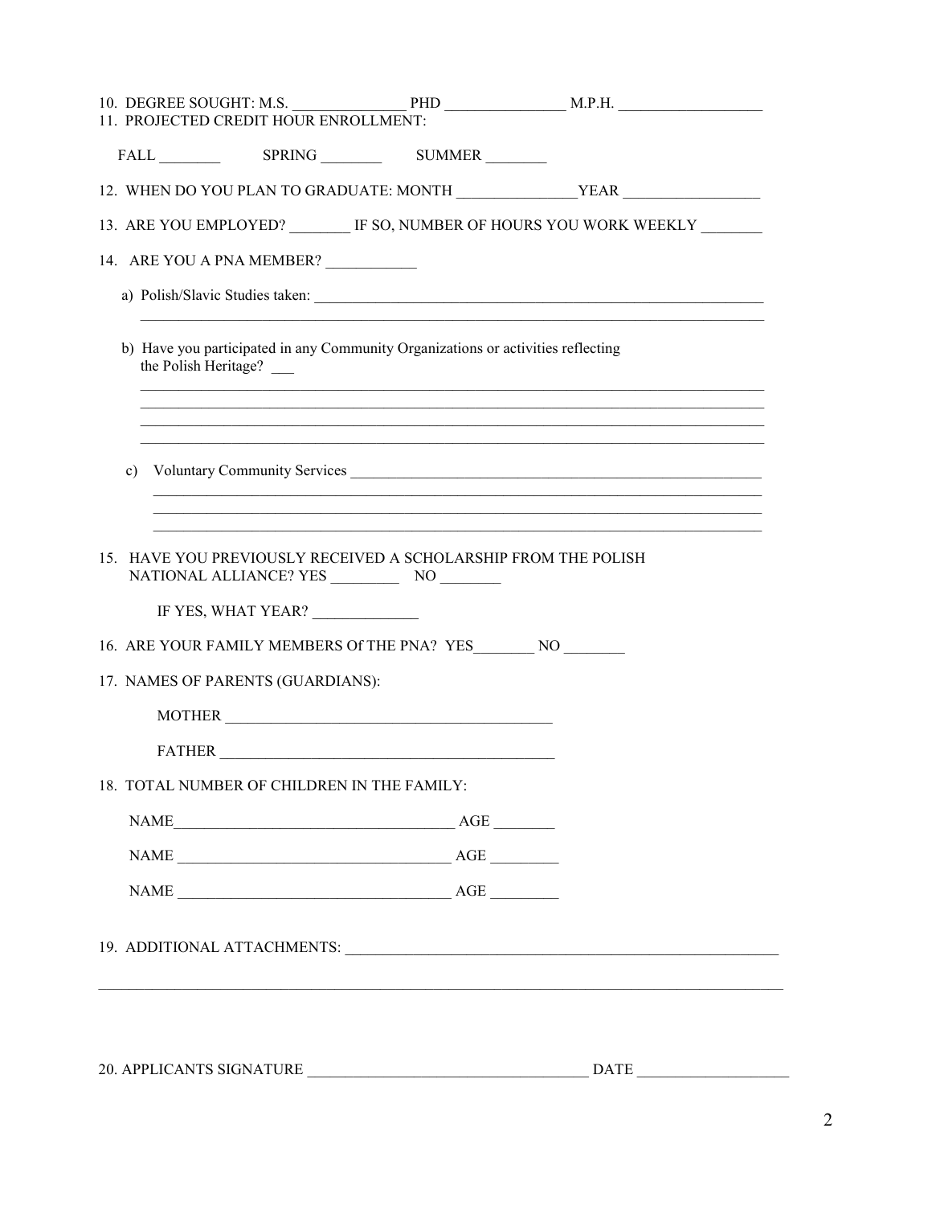10. DEGREE SOUGHT: M.S. _______________ PHD ________________ M.P.H. ___________________
11. PROJECTED CREDIT HOUR ENROLLMENT:

    FALL ________ SPRING ________ SUMMER ________

12. WHEN DO YOU PLAN TO GRADUATE: MONTH ________________YEAR __________________

13. ARE YOU EMPLOYED? ________ IF SO, NUMBER OF HOURS YOU WORK WEEKLY ________

14. ARE YOU A PNA MEMBER? ____________

    a) Polish/Slavic Studies taken: ______________________________________________________________

    _________________________________________________________________________________

    b) Have you participated in any Community Organizations or activities reflecting the Polish Heritage? ___

    _________________________________________________________________________________

    _________________________________________________________________________________

    _________________________________________________________________________________

    _________________________________________________________________________________

    c) Voluntary Community Services _________________________________________________________

    _________________________________________________________________________________

    _________________________________________________________________________________

    _________________________________________________________________________________

15. HAVE YOU PREVIOUSLY RECEIVED A SCHOLARSHIP FROM THE POLISH NATIONAL ALLIANCE? YES _________ NO ________

    IF YES, WHAT YEAR? ______________

16. ARE YOUR FAMILY MEMBERS Of THE PNA? YES________ NO ________

17. NAMES OF PARENTS (GUARDIANS):

    MOTHER ____________________________________________

    FATHER _____________________________________________

18. TOTAL NUMBER OF CHILDREN IN THE FAMILY:

    NAME_____________________________________ AGE ________

    NAME ____________________________________ AGE _________

    NAME ____________________________________ AGE _________

19. ADDITIONAL ATTACHMENTS: ____________________________________________________________

_____________________________________________________________________________________

20. APPLICANTS SIGNATURE _____________________________________ DATE ____________________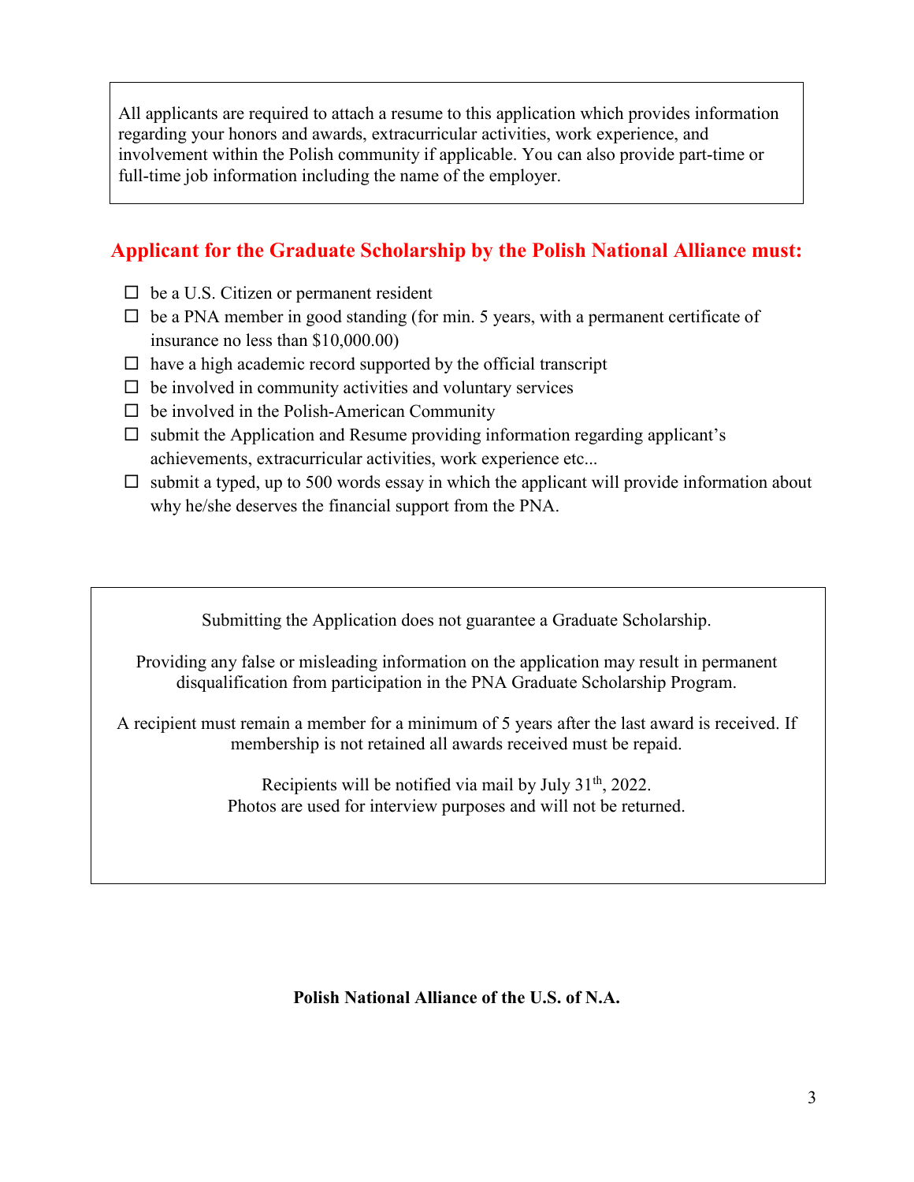All applicants are required to attach a resume to this application which provides information regarding your honors and awards, extracurricular activities, work experience, and involvement within the Polish community if applicable. You can also provide part-time or full-time job information including the name of the employer.

## Applicant for the Graduate Scholarship by the Polish National Alliance must:

- ☐ be a U.S. Citizen or permanent resident
- ☐ be a PNA member in good standing (for min. 5 years, with a permanent certificate of insurance no less than $10,000.00)
- ☐ have a high academic record supported by the official transcript
- ☐ be involved in community activities and voluntary services
- ☐ be involved in the Polish-American Community
- ☐ submit the Application and Resume providing information regarding applicant's achievements, extracurricular activities, work experience etc...
- ☐ submit a typed, up to 500 words essay in which the applicant will provide information about why he/she deserves the financial support from the PNA.

Submitting the Application does not guarantee a Graduate Scholarship.

Providing any false or misleading information on the application may result in permanent disqualification from participation in the PNA Graduate Scholarship Program.

A recipient must remain a member for a minimum of 5 years after the last award is received. If membership is not retained all awards received must be repaid.

Recipients will be notified via mail by July 31th, 2022.
Photos are used for interview purposes and will not be returned.

**Polish National Alliance of the U.S. of N.A.**